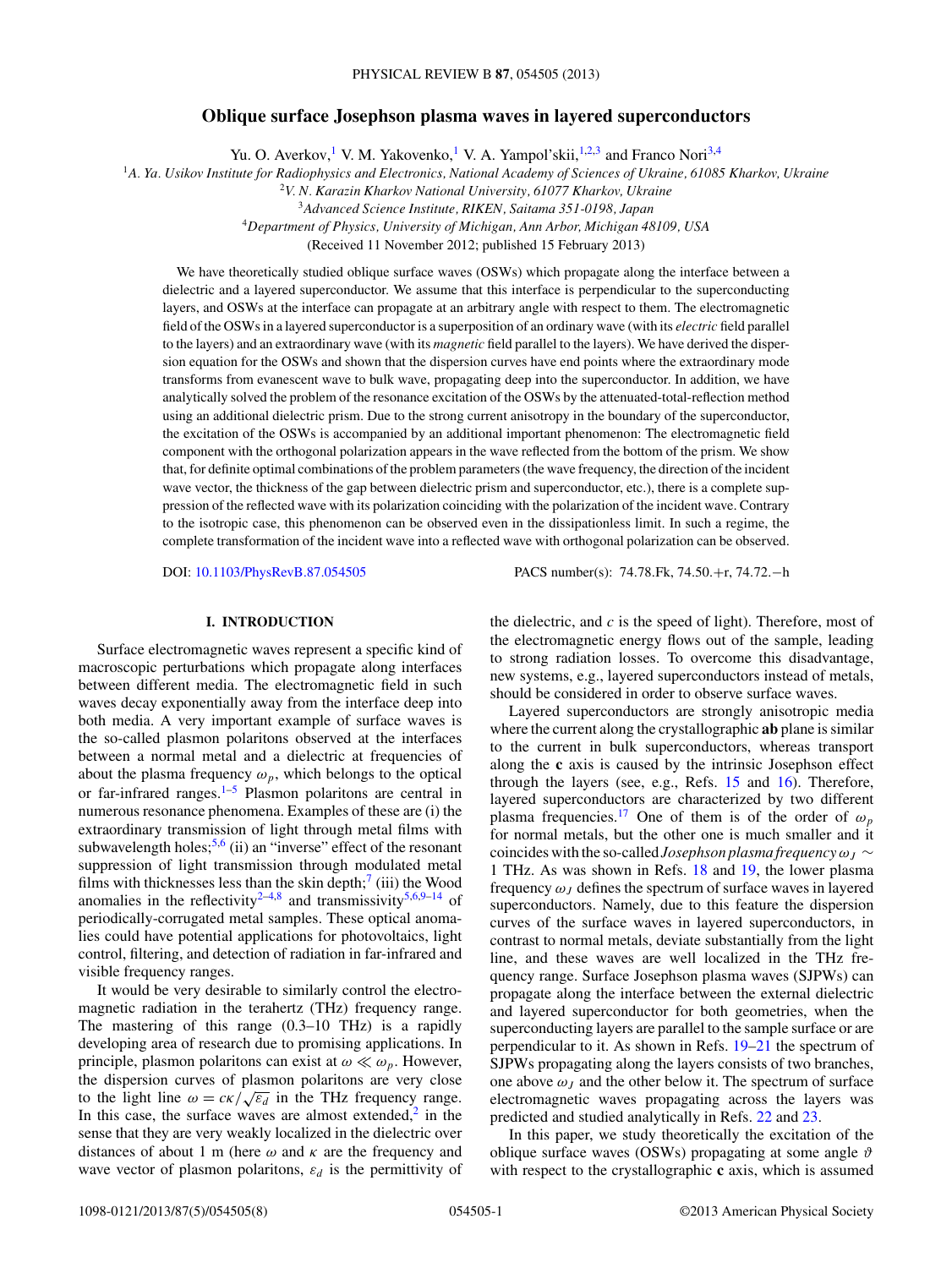# Oblique surface Josephson plasma waves in layered superconductors

Yu. O. Averkov,[1] V. M. Yakovenko,[1] V. A. Yampol'skii,[1,2,3] and Franco Nori[3,4]

[1]*A. Ya. Usikov Institute for Radiophysics and Electronics, National Academy of Sciences of Ukraine, 61085 Kharkov, Ukraine*
[2]*V. N. Karazin Kharkov National University, 61077 Kharkov, Ukraine*
[3]*Advanced Science Institute, RIKEN, Saitama 351-0198, Japan*
[4]*Department of Physics, University of Michigan, Ann Arbor, Michigan 48109, USA*

(Received 11 November 2012; published 15 February 2013)

We have theoretically studied oblique surface waves (OSWs) which propagate along the interface between a dielectric and a layered superconductor. We assume that this interface is perpendicular to the superconducting layers, and OSWs at the interface can propagate at an arbitrary angle with respect to them. The electromagnetic field of the OSWs in a layered superconductor is a superposition of an ordinary wave (with its *electric* field parallel to the layers) and an extraordinary wave (with its *magnetic* field parallel to the layers). We have derived the dispersion equation for the OSWs and shown that the dispersion curves have end points where the extraordinary mode transforms from evanescent wave to bulk wave, propagating deep into the superconductor. In addition, we have analytically solved the problem of the resonance excitation of the OSWs by the attenuated-total-reflection method using an additional dielectric prism. Due to the strong current anisotropy in the boundary of the superconductor, the excitation of the OSWs is accompanied by an additional important phenomenon: The electromagnetic field component with the orthogonal polarization appears in the wave reflected from the bottom of the prism. We show that, for definite optimal combinations of the problem parameters (the wave frequency, the direction of the incident wave vector, the thickness of the gap between dielectric prism and superconductor, etc.), there is a complete suppression of the reflected wave with its polarization coinciding with the polarization of the incident wave. Contrary to the isotropic case, this phenomenon can be observed even in the dissipationless limit. In such a regime, the complete transformation of the incident wave into a reflected wave with orthogonal polarization can be observed.

DOI: 10.1103/PhysRevB.87.054505    PACS number(s): 74.78.Fk, 74.50.+r, 74.72.−h

## I. INTRODUCTION

Surface electromagnetic waves represent a specific kind of macroscopic perturbations which propagate along interfaces between different media. The electromagnetic field in such waves decay exponentially away from the interface deep into both media. A very important example of surface waves is the so-called plasmon polaritons observed at the interfaces between a normal metal and a dielectric at frequencies of about the plasma frequency $\omega_p$, which belongs to the optical or far-infrared ranges.[1–5] Plasmon polaritons are central in numerous resonance phenomena. Examples of these are (i) the extraordinary transmission of light through metal films with subwavelength holes;[5,6] (ii) an "inverse" effect of the resonant suppression of light transmission through modulated metal films with thicknesses less than the skin depth;[7] (iii) the Wood anomalies in the reflectivity[2–4,8] and transmissivity[5,6,9–14] of periodically-corrugated metal samples. These optical anomalies could have potential applications for photovoltaics, light control, filtering, and detection of radiation in far-infrared and visible frequency ranges.

It would be very desirable to similarly control the electromagnetic radiation in the terahertz (THz) frequency range. The mastering of this range (0.3–10 THz) is a rapidly developing area of research due to promising applications. In principle, plasmon polaritons can exist at $\omega \ll \omega_p$. However, the dispersion curves of plasmon polaritons are very close to the light line $\omega = c\kappa/\sqrt{\varepsilon_d}$ in the THz frequency range. In this case, the surface waves are almost extended,[2] in the sense that they are very weakly localized in the dielectric over distances of about 1 m (here $\omega$ and $\kappa$ are the frequency and wave vector of plasmon polaritons, $\varepsilon_d$ is the permittivity of the dielectric, and $c$ is the speed of light). Therefore, most of the electromagnetic energy flows out of the sample, leading to strong radiation losses. To overcome this disadvantage, new systems, e.g., layered superconductors instead of metals, should be considered in order to observe surface waves.

Layered superconductors are strongly anisotropic media where the current along the crystallographic **ab** plane is similar to the current in bulk superconductors, whereas transport along the **c** axis is caused by the intrinsic Josephson effect through the layers (see, e.g., Refs. 15 and 16). Therefore, layered superconductors are characterized by two different plasma frequencies.[17] One of them is of the order of $\omega_p$ for normal metals, but the other one is much smaller and it coincides with the so-called *Josephson plasma frequency* $\omega_J \sim$ 1 THz. As was shown in Refs. 18 and 19, the lower plasma frequency $\omega_J$ defines the spectrum of surface waves in layered superconductors. Namely, due to this feature the dispersion curves of the surface waves in layered superconductors, in contrast to normal metals, deviate substantially from the light line, and these waves are well localized in the THz frequency range. Surface Josephson plasma waves (SJPWs) can propagate along the interface between the external dielectric and layered superconductor for both geometries, when the superconducting layers are parallel to the sample surface or are perpendicular to it. As shown in Refs. 19–21 the spectrum of SJPWs propagating along the layers consists of two branches, one above $\omega_J$ and the other below it. The spectrum of surface electromagnetic waves propagating across the layers was predicted and studied analytically in Refs. 22 and 23.

In this paper, we study theoretically the excitation of the oblique surface waves (OSWs) propagating at some angle $\vartheta$ with respect to the crystallographic **c** axis, which is assumed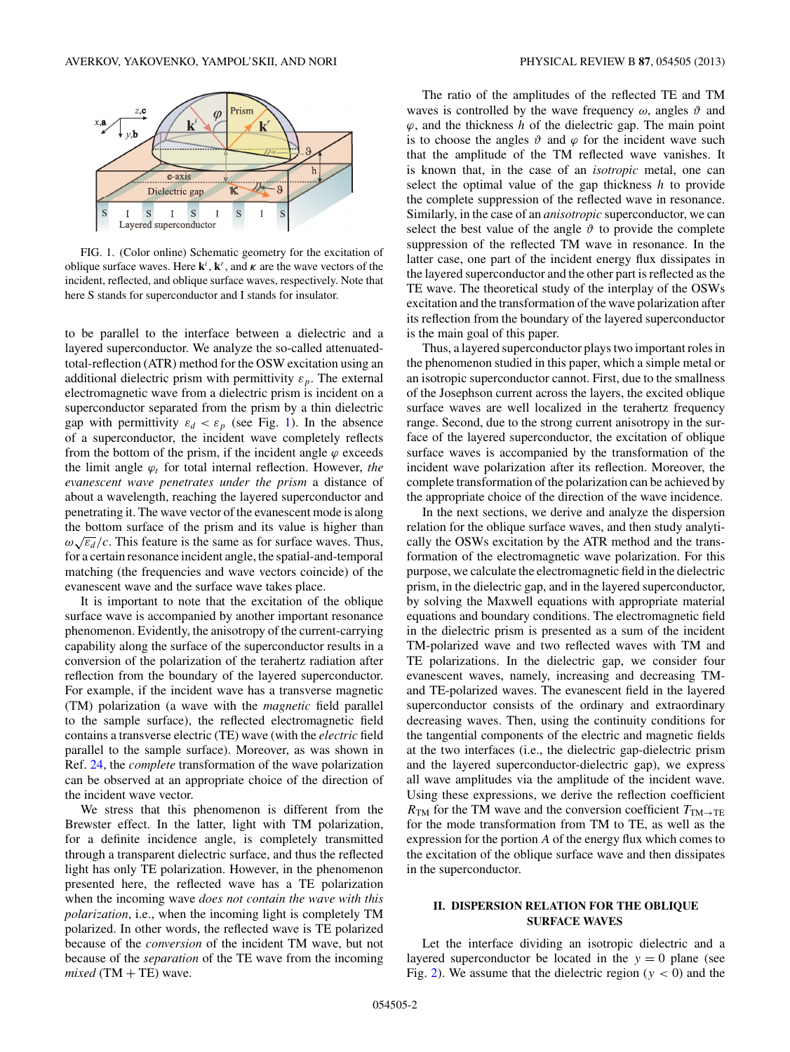FIG. 1. (Color online) Schematic geometry for the excitation of oblique surface waves. Here $\mathbf{k}^i$, $\mathbf{k}^r$, and $\boldsymbol{\kappa}$ are the wave vectors of the incident, reflected, and oblique surface waves, respectively. Note that here S stands for superconductor and I stands for insulator.

to be parallel to the interface between a dielectric and a layered superconductor. We analyze the so-called attenuated-total-reflection (ATR) method for the OSW excitation using an additional dielectric prism with permittivity $\varepsilon_p$. The external electromagnetic wave from a dielectric prism is incident on a superconductor separated from the prism by a thin dielectric gap with permittivity $\varepsilon_d < \varepsilon_p$ (see Fig. 1). In the absence of a superconductor, the incident wave completely reflects from the bottom of the prism, if the incident angle $\varphi$ exceeds the limit angle $\varphi_t$ for total internal reflection. However, *the evanescent wave penetrates under the prism* a distance of about a wavelength, reaching the layered superconductor and penetrating it. The wave vector of the evanescent mode is along the bottom surface of the prism and its value is higher than $\omega\sqrt{\varepsilon_d}/c$. This feature is the same as for surface waves. Thus, for a certain resonance incident angle, the spatial-and-temporal matching (the frequencies and wave vectors coincide) of the evanescent wave and the surface wave takes place.

It is important to note that the excitation of the oblique surface wave is accompanied by another important resonance phenomenon. Evidently, the anisotropy of the current-carrying capability along the surface of the superconductor results in a conversion of the polarization of the terahertz radiation after reflection from the boundary of the layered superconductor. For example, if the incident wave has a transverse magnetic (TM) polarization (a wave with the *magnetic* field parallel to the sample surface), the reflected electromagnetic field contains a transverse electric (TE) wave (with the *electric* field parallel to the sample surface). Moreover, as was shown in Ref. 24, the *complete* transformation of the wave polarization can be observed at an appropriate choice of the direction of the incident wave vector.

We stress that this phenomenon is different from the Brewster effect. In the latter, light with TM polarization, for a definite incidence angle, is completely transmitted through a transparent dielectric surface, and thus the reflected light has only TE polarization. In the phenomenon presented here, the reflected wave has a TE polarization when the incoming wave *does not contain the wave with this polarization*, i.e., when the incoming light is completely TM polarized. In other words, the reflected wave is TE polarized because of the *conversion* of the incident TM wave, but not because of the *separation* of the TE wave from the incoming *mixed* (TM + TE) wave.

The ratio of the amplitudes of the reflected TE and TM waves is controlled by the wave frequency $\omega$, angles $\vartheta$ and $\varphi$, and the thickness $h$ of the dielectric gap. The main point is to choose the angles $\vartheta$ and $\varphi$ for the incident wave such that the amplitude of the TM reflected wave vanishes. It is known that, in the case of an *isotropic* metal, one can select the optimal value of the gap thickness $h$ to provide the complete suppression of the reflected wave in resonance. Similarly, in the case of an *anisotropic* superconductor, we can select the best value of the angle $\vartheta$ to provide the complete suppression of the reflected TM wave in resonance. In the latter case, one part of the incident energy flux dissipates in the layered superconductor and the other part is reflected as the TE wave. The theoretical study of the interplay of the OSWs excitation and the transformation of the wave polarization after its reflection from the boundary of the layered superconductor is the main goal of this paper.

Thus, a layered superconductor plays two important roles in the phenomenon studied in this paper, which a simple metal or an isotropic superconductor cannot. First, due to the smallness of the Josephson current across the layers, the excited oblique surface waves are well localized in the terahertz frequency range. Second, due to the strong current anisotropy in the surface of the layered superconductor, the excitation of oblique surface waves is accompanied by the transformation of the incident wave polarization after its reflection. Moreover, the complete transformation of the polarization can be achieved by the appropriate choice of the direction of the wave incidence.

In the next sections, we derive and analyze the dispersion relation for the oblique surface waves, and then study analytically the OSWs excitation by the ATR method and the transformation of the electromagnetic wave polarization. For this purpose, we calculate the electromagnetic field in the dielectric prism, in the dielectric gap, and in the layered superconductor, by solving the Maxwell equations with appropriate material equations and boundary conditions. The electromagnetic field in the dielectric prism is presented as a sum of the incident TM-polarized wave and two reflected waves with TM and TE polarizations. In the dielectric gap, we consider four evanescent waves, namely, increasing and decreasing TM- and TE-polarized waves. The evanescent field in the layered superconductor consists of the ordinary and extraordinary decreasing waves. Then, using the continuity conditions for the tangential components of the electric and magnetic fields at the two interfaces (i.e., the dielectric prism-gap-dielectric and the layered superconductor-dielectric gap), we express all wave amplitudes via the amplitude of the incident wave. Using these expressions, we derive the reflection coefficient $R_{\mathrm{TM}}$ for the TM wave and the conversion coefficient $T_{\mathrm{TM}\to\mathrm{TE}}$ for the mode transformation from TM to TE, as well as the expression for the portion $A$ of the energy flux which comes to the excitation of the oblique surface wave and then dissipates in the superconductor.

## II. DISPERSION RELATION FOR THE OBLIQUE SURFACE WAVES

Let the interface dividing an isotropic dielectric and a layered superconductor be located in the $y = 0$ plane (see Fig. 2). We assume that the dielectric region ($y < 0$) and the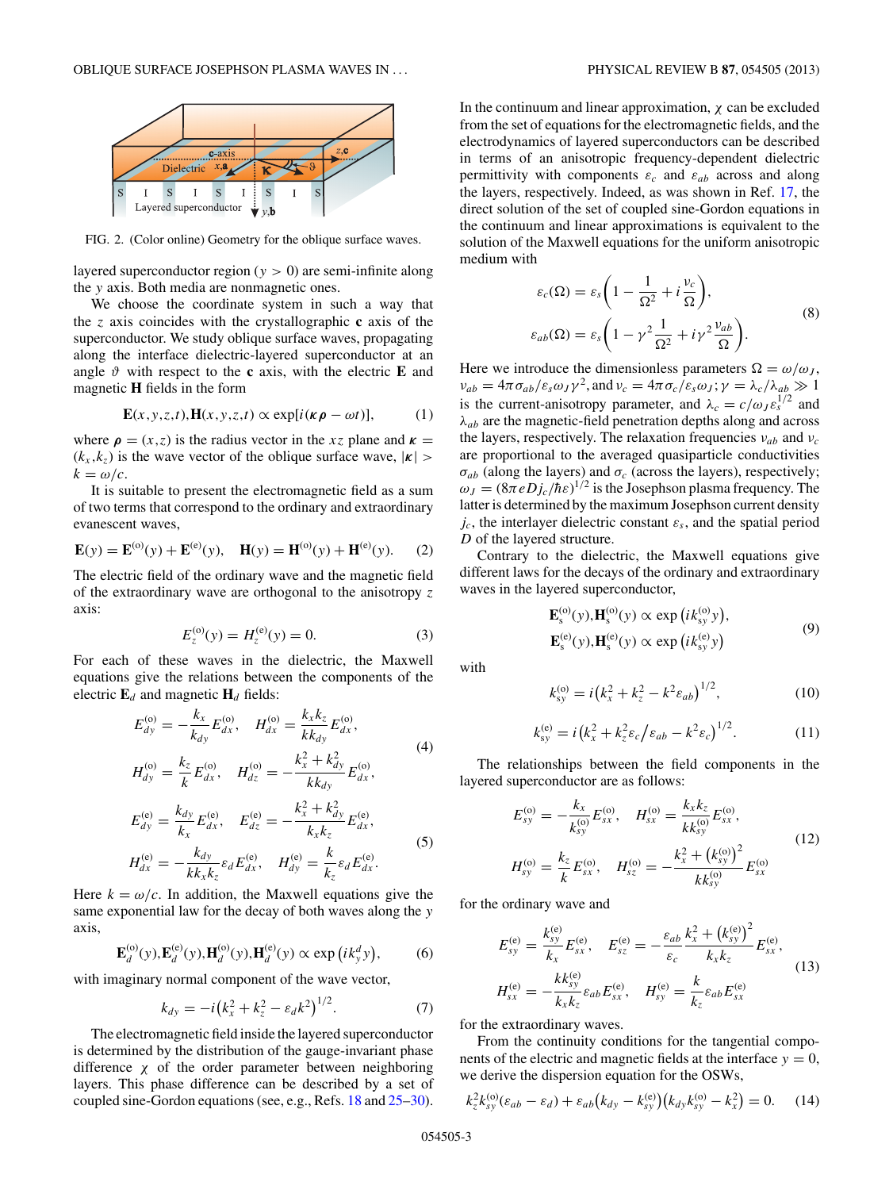FIG. 2. (Color online) Geometry for the oblique surface waves.

layered superconductor region ($y > 0$) are semi-infinite along the $y$ axis. Both media are nonmagnetic ones.

We choose the coordinate system in such a way that the $z$ axis coincides with the crystallographic $\mathbf{c}$ axis of the superconductor. We study oblique surface waves, propagating along the interface dielectric-layered superconductor at an angle $\vartheta$ with respect to the $\mathbf{c}$ axis, with the electric $\mathbf{E}$ and magnetic $\mathbf{H}$ fields in the form

$$\mathbf{E}(x,y,z,t),\mathbf{H}(x,y,z,t) \propto \exp[i(\boldsymbol{\kappa}\boldsymbol{\rho} - \omega t)], \tag{1}$$

where $\boldsymbol{\rho} = (x,z)$ is the radius vector in the $xz$ plane and $\boldsymbol{\kappa} = (k_x,k_z)$ is the wave vector of the oblique surface wave, $|\boldsymbol{\kappa}| > k = \omega/c$.

It is suitable to present the electromagnetic field as a sum of two terms that correspond to the ordinary and extraordinary evanescent waves,

$$\mathbf{E}(y) = \mathbf{E}^{(o)}(y) + \mathbf{E}^{(e)}(y), \quad \mathbf{H}(y) = \mathbf{H}^{(o)}(y) + \mathbf{H}^{(e)}(y). \tag{2}$$

The electric field of the ordinary wave and the magnetic field of the extraordinary wave are orthogonal to the anisotropy $z$ axis:

$$E_z^{(o)}(y) = H_z^{(e)}(y) = 0. \tag{3}$$

For each of these waves in the dielectric, the Maxwell equations give the relations between the components of the electric $\mathbf{E}_d$ and magnetic $\mathbf{H}_d$ fields:

$$E_{dy}^{(o)} = -\frac{k_x}{k_{dy}}E_{dx}^{(o)}, \quad H_{dx}^{(o)} = \frac{k_x k_z}{k k_{dy}}E_{dx}^{(o)},$$
$$H_{dy}^{(o)} = \frac{k_z}{k}E_{dx}^{(o)}, \quad H_{dz}^{(o)} = -\frac{k_x^2 + k_{dy}^2}{k k_{dy}}E_{dx}^{(o)}, \tag{4}$$

$$E_{dy}^{(e)} = \frac{k_{dy}}{k_x}E_{dx}^{(e)}, \quad E_{dz}^{(e)} = -\frac{k_x^2 + k_{dy}^2}{k_x k_z}E_{dx}^{(e)},$$
$$H_{dx}^{(e)} = -\frac{k_{dy}}{k k_x k_z}\varepsilon_d E_{dx}^{(e)}, \quad H_{dy}^{(e)} = \frac{k}{k_z}\varepsilon_d E_{dx}^{(e)}. \tag{5}$$

Here $k = \omega/c$. In addition, the Maxwell equations give the same exponential law for the decay of both waves along the $y$ axis,

$$\mathbf{E}_d^{(o)}(y), \mathbf{E}_d^{(e)}(y), \mathbf{H}_d^{(o)}(y), \mathbf{H}_d^{(e)}(y) \propto \exp\left(ik_y^d y\right), \tag{6}$$

with imaginary normal component of the wave vector,

$$k_{dy} = -i\left(k_x^2 + k_z^2 - \varepsilon_d k^2\right)^{1/2}. \tag{7}$$

The electromagnetic field inside the layered superconductor is determined by the distribution of the gauge-invariant phase difference $\chi$ of the order parameter between neighboring layers. This phase difference can be described by a set of coupled sine-Gordon equations (see, e.g., Refs. 18 and 25–30). In the continuum and linear approximation, $\chi$ can be excluded from the set of equations for the electromagnetic fields, and the electrodynamics of layered superconductors can be described in terms of an anisotropic frequency-dependent dielectric permittivity with components $\varepsilon_c$ and $\varepsilon_{ab}$ across and along the layers, respectively. Indeed, as was shown in Ref. 17, the direct solution of the set of coupled sine-Gordon equations in the continuum and linear approximations is equivalent to the solution of the Maxwell equations for the uniform anisotropic medium with

$$\varepsilon_c(\Omega) = \varepsilon_s\left(1 - \frac{1}{\Omega^2} + i\frac{\nu_c}{\Omega}\right),$$
$$\varepsilon_{ab}(\Omega) = \varepsilon_s\left(1 - \gamma^2\frac{1}{\Omega^2} + i\gamma^2\frac{\nu_{ab}}{\Omega}\right). \tag{8}$$

Here we introduce the dimensionless parameters $\Omega = \omega/\omega_J$, $\nu_{ab} = 4\pi\sigma_{ab}/\varepsilon_s\omega_J\gamma^2$, and $\nu_c = 4\pi\sigma_c/\varepsilon_s\omega_J$; $\gamma = \lambda_c/\lambda_{ab} \gg 1$ is the current-anisotropy parameter, and $\lambda_c = c/\omega_J\varepsilon_s^{1/2}$ and $\lambda_{ab}$ are the magnetic-field penetration depths along and across the layers, respectively. The relaxation frequencies $\nu_{ab}$ and $\nu_c$ are proportional to the averaged quasiparticle conductivities $\sigma_{ab}$ (along the layers) and $\sigma_c$ (across the layers), respectively; $\omega_J = (8\pi eDj_c/\hbar\varepsilon)^{1/2}$ is the Josephson plasma frequency. The latter is determined by the maximum Josephson current density $j_c$, the interlayer dielectric constant $\varepsilon_s$, and the spatial period $D$ of the layered structure.

Contrary to the dielectric, the Maxwell equations give different laws for the decays of the ordinary and extraordinary waves in the layered superconductor,

$$\mathbf{E}_s^{(o)}(y), \mathbf{H}_s^{(o)}(y) \propto \exp\left(ik_{sy}^{(o)}y\right),$$
$$\mathbf{E}_s^{(e)}(y), \mathbf{H}_s^{(e)}(y) \propto \exp\left(ik_{sy}^{(e)}y\right) \tag{9}$$

with

$$k_{sy}^{(o)} = i\left(k_x^2 + k_z^2 - k^2\varepsilon_{ab}\right)^{1/2}, \tag{10}$$

$$k_{sy}^{(e)} = i\left(k_x^2 + k_z^2\varepsilon_c\big/\varepsilon_{ab} - k^2\varepsilon_c\right)^{1/2}. \tag{11}$$

The relationships between the field components in the layered superconductor are as follows:

$$E_{sy}^{(o)} = -\frac{k_x}{k_{sy}^{(o)}}E_{sx}^{(o)}, \quad H_{sx}^{(o)} = \frac{k_x k_z}{k k_{sy}^{(o)}}E_{sx}^{(o)},$$
$$H_{sy}^{(o)} = \frac{k_z}{k}E_{sx}^{(o)}, \quad H_{sz}^{(o)} = -\frac{k_x^2 + \left(k_{sy}^{(o)}\right)^2}{k k_{sy}^{(o)}}E_{sx}^{(o)} \tag{12}$$

for the ordinary wave and

$$E_{sy}^{(e)} = \frac{k_{sy}^{(e)}}{k_x}E_{sx}^{(e)}, \quad E_{sz}^{(e)} = -\frac{\varepsilon_{ab}}{\varepsilon_c}\frac{k_x^2 + \left(k_{sy}^{(e)}\right)^2}{k_x k_z}E_{sx}^{(e)},$$
$$H_{sx}^{(e)} = -\frac{k k_{sy}^{(e)}}{k_x k_z}\varepsilon_{ab}E_{sx}^{(e)}, \quad H_{sy}^{(e)} = \frac{k}{k_z}\varepsilon_{ab}E_{sx}^{(e)} \tag{13}$$

for the extraordinary waves.

From the continuity conditions for the tangential components of the electric and magnetic fields at the interface $y = 0$, we derive the dispersion equation for the OSWs,

$$k_z^2 k_{sy}^{(o)}(\varepsilon_{ab} - \varepsilon_d) + \varepsilon_{ab}\left(k_{dy} - k_{sy}^{(e)}\right)\left(k_{dy}k_{sy}^{(o)} - k_x^2\right) = 0. \tag{14}$$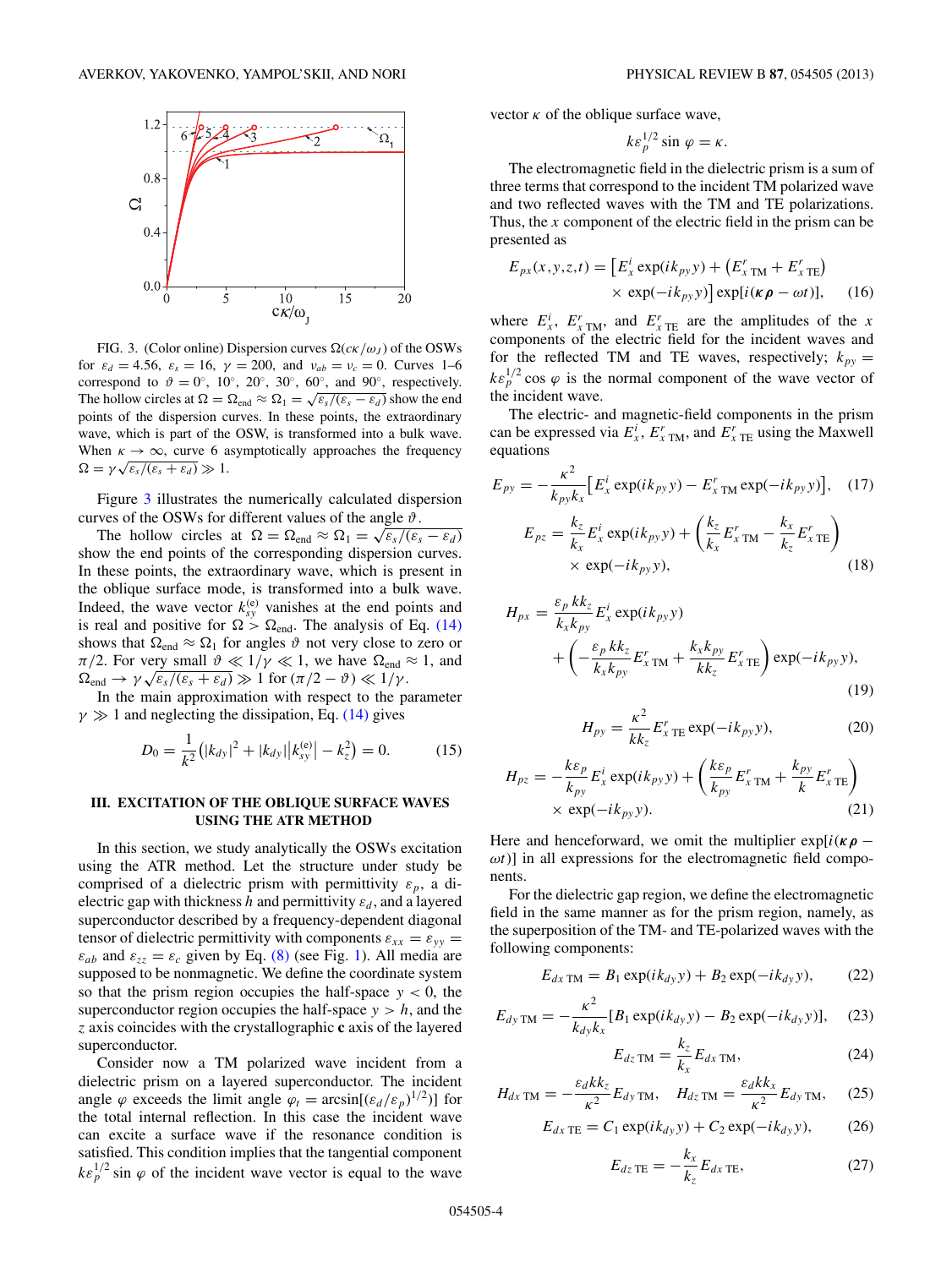FIG. 3. (Color online) Dispersion curves $\Omega(c\kappa/\omega_J)$ of the OSWs for $\varepsilon_d = 4.56$, $\varepsilon_s = 16$, $\gamma = 200$, and $\nu_{ab} = \nu_c = 0$. Curves 1–6 correspond to $\vartheta = 0^\circ$, $10^\circ$, $20^\circ$, $30^\circ$, $60^\circ$, and $90^\circ$, respectively. The hollow circles at $\Omega = \Omega_{\rm end} \approx \Omega_1 = \sqrt{\varepsilon_s/(\varepsilon_s - \varepsilon_d)}$ show the end points of the dispersion curves. In these points, the extraordinary wave, which is part of the OSW, is transformed into a bulk wave. When $\kappa \to \infty$, curve 6 asymptotically approaches the frequency $\Omega = \gamma\sqrt{\varepsilon_s/(\varepsilon_s + \varepsilon_d)} \gg 1$.

Figure 3 illustrates the numerically calculated dispersion curves of the OSWs for different values of the angle $\vartheta$.

The hollow circles at $\Omega = \Omega_{\rm end} \approx \Omega_1 = \sqrt{\varepsilon_s/(\varepsilon_s - \varepsilon_d)}$ show the end points of the corresponding dispersion curves. In these points, the extraordinary wave, which is present in the oblique surface mode, is transformed into a bulk wave. Indeed, the wave vector $k_{sy}^{(e)}$ vanishes at the end points and is real and positive for $\Omega > \Omega_{\rm end}$. The analysis of Eq. (14) shows that $\Omega_{\rm end} \approx \Omega_1$ for angles $\vartheta$ not very close to zero or $\pi/2$. For very small $\vartheta \ll 1/\gamma \ll 1$, we have $\Omega_{\rm end} \approx 1$, and $\Omega_{\rm end} \to \gamma\sqrt{\varepsilon_s/(\varepsilon_s + \varepsilon_d)} \gg 1$ for $(\pi/2 - \vartheta) \ll 1/\gamma$.

In the main approximation with respect to the parameter $\gamma \gg 1$ and neglecting the dissipation, Eq. (14) gives

$$D_0 = \frac{1}{k^2}\left(|k_{dy}|^2 + |k_{dy}|\left|k_{sy}^{(e)}\right| - k_z^2\right) = 0. \qquad (15)$$

## III. EXCITATION OF THE OBLIQUE SURFACE WAVES USING THE ATR METHOD

In this section, we study analytically the OSWs excitation using the ATR method. Let the structure under study be comprised of a dielectric prism with permittivity $\varepsilon_p$, a dielectric gap with thickness $h$ and permittivity $\varepsilon_d$, and a layered superconductor described by a frequency-dependent diagonal tensor of dielectric permittivity with components $\varepsilon_{xx} = \varepsilon_{yy} = \varepsilon_{ab}$ and $\varepsilon_{zz} = \varepsilon_c$ given by Eq. (8) (see Fig. 1). All media are supposed to be nonmagnetic. We define the coordinate system so that the prism region occupies the half-space $y < 0$, the superconductor region occupies the half-space $y > h$, and the $z$ axis coincides with the crystallographic **c** axis of the layered superconductor.

Consider now a TM polarized wave incident from a dielectric prism on a layered superconductor. The incident angle $\varphi$ exceeds the limit angle $\varphi_t = \arcsin[(\varepsilon_d/\varepsilon_p)^{1/2})]$ for the total internal reflection. In this case the incident wave can excite a surface wave if the resonance condition is satisfied. This condition implies that the tangential component $k\varepsilon_p^{1/2}\sin\varphi$ of the incident wave vector is equal to the wave vector $\kappa$ of the oblique surface wave,

$$k\varepsilon_p^{1/2}\sin\varphi = \kappa.$$

The electromagnetic field in the dielectric prism is a sum of three terms that correspond to the incident TM polarized wave and two reflected waves with the TM and TE polarizations. Thus, the $x$ component of the electric field in the prism can be presented as

$$E_{px}(x,y,z,t) = \left[E_x^i \exp(ik_{py}y) + \left(E_{x\,\rm TM}^r + E_{x\,\rm TE}^r\right) \times \exp(-ik_{py}y)\right]\exp[i(\boldsymbol{\kappa\rho} - \omega t)], \qquad (16)$$

where $E_x^i$, $E_{x\,\rm TM}^r$, and $E_{x\,\rm TE}^r$ are the amplitudes of the $x$ components of the electric field for the incident waves and for the reflected TM and TE waves, respectively; $k_{py} = k\varepsilon_p^{1/2}\cos\varphi$ is the normal component of the wave vector of the incident wave.

The electric- and magnetic-field components in the prism can be expressed via $E_x^i$, $E_{x\,\rm TM}^r$, and $E_{x\,\rm TE}^r$ using the Maxwell equations

$$E_{py} = -\frac{\kappa^2}{k_{py}k_x}\left[E_x^i \exp(ik_{py}y) - E_{x\,\rm TM}^r \exp(-ik_{py}y)\right], \qquad (17)$$

$$E_{pz} = \frac{k_z}{k_x}E_x^i \exp(ik_{py}y) + \left(\frac{k_z}{k_x}E_{x\,\rm TM}^r - \frac{k_x}{k_z}E_{x\,\rm TE}^r\right) \times \exp(-ik_{py}y), \qquad (18)$$

$$H_{px} = \frac{\varepsilon_p k k_z}{k_x k_{py}}E_x^i \exp(ik_{py}y) + \left(-\frac{\varepsilon_p k k_z}{k_x k_{py}}E_{x\,\rm TM}^r + \frac{k_x k_{py}}{k k_z}E_{x\,\rm TE}^r\right)\exp(-ik_{py}y), \qquad (19)$$

$$H_{py} = \frac{\kappa^2}{k k_z}E_{x\,\rm TE}^r \exp(-ik_{py}y), \qquad (20)$$

$$H_{pz} = -\frac{k\varepsilon_p}{k_{py}}E_x^i \exp(ik_{py}y) + \left(\frac{k\varepsilon_p}{k_{py}}E_{x\,\rm TM}^r + \frac{k_{py}}{k}E_{x\,\rm TE}^r\right) \times \exp(-ik_{py}y). \qquad (21)$$

Here and henceforward, we omit the multiplier $\exp[i(\boldsymbol{\kappa\rho} - \omega t)]$ in all expressions for the electromagnetic field components.

For the dielectric gap region, we define the electromagnetic field in the same manner as for the prism region, namely, as the superposition of the TM- and TE-polarized waves with the following components:

$$E_{dx\,\rm TM} = B_1 \exp(ik_{dy}y) + B_2 \exp(-ik_{dy}y), \qquad (22)$$

$$E_{dy\,\rm TM} = -\frac{\kappa^2}{k_{dy}k_x}[B_1 \exp(ik_{dy}y) - B_2 \exp(-ik_{dy}y)], \qquad (23)$$

$$E_{dz\,\rm TM} = \frac{k_z}{k_x}E_{dx\,\rm TM}, \qquad (24)$$

$$H_{dx\,\rm TM} = -\frac{\varepsilon_d k k_z}{\kappa^2}E_{dy\,\rm TM}, \quad H_{dz\,\rm TM} = \frac{\varepsilon_d k k_x}{\kappa^2}E_{dy\,\rm TM}, \qquad (25)$$

$$E_{dx\,\rm TE} = C_1 \exp(ik_{dy}y) + C_2 \exp(-ik_{dy}y), \qquad (26)$$

$$E_{dz\,\rm TE} = -\frac{k_x}{k_z}E_{dx\,\rm TE}, \qquad (27)$$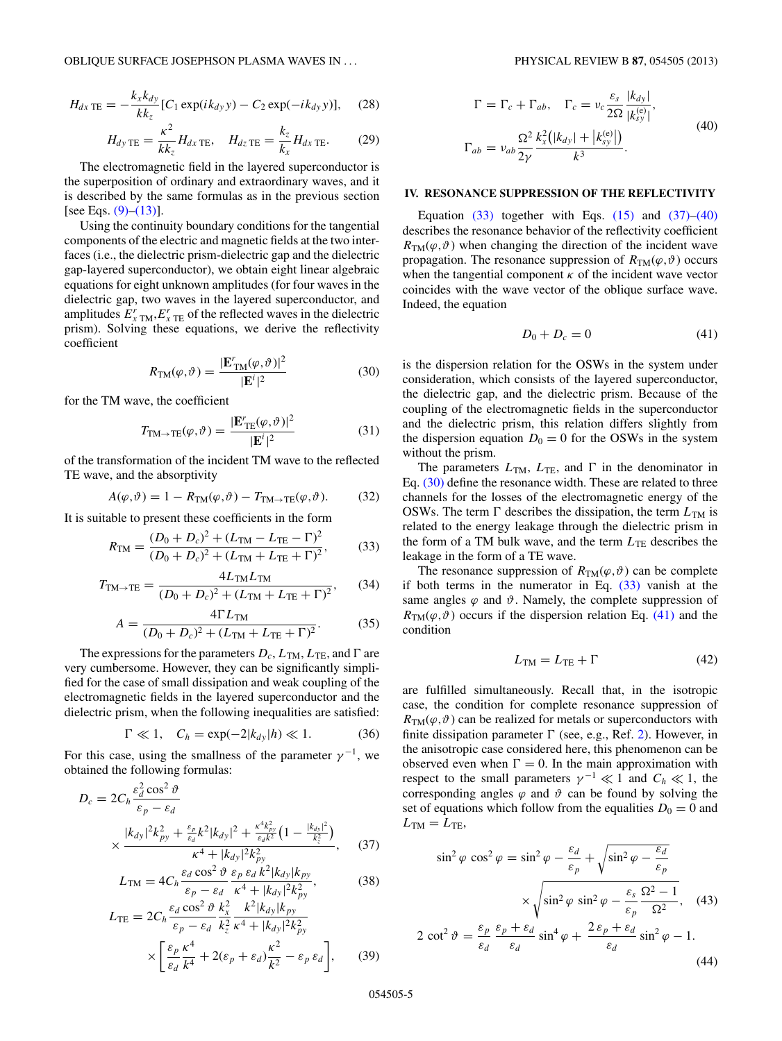$$H_{dx\,\mathrm{TE}} = -\frac{k_x k_{dy}}{k k_z}[C_1 \exp(ik_{dy}y) - C_2 \exp(-ik_{dy}y)], \quad (28)$$

$$H_{dy\,\mathrm{TE}} = \frac{\kappa^2}{k k_z} H_{dx\,\mathrm{TE}}, \quad H_{dz\,\mathrm{TE}} = \frac{k_z}{k_x} H_{dx\,\mathrm{TE}}. \quad (29)$$

The electromagnetic field in the layered superconductor is the superposition of ordinary and extraordinary waves, and it is described by the same formulas as in the previous section [see Eqs. (9)–(13)].

Using the continuity boundary conditions for the tangential components of the electric and magnetic fields at the two interfaces (i.e., the dielectric prism-dielectric gap and the dielectric gap-layered superconductor), we obtain eight linear algebraic equations for eight unknown amplitudes (for four waves in the dielectric gap, two waves in the layered superconductor, and amplitudes $E^r_{x\,\mathrm{TM}}, E^r_{x\,\mathrm{TE}}$ of the reflected waves in the dielectric prism). Solving these equations, we derive the reflectivity coefficient

$$R_{\mathrm{TM}}(\varphi,\vartheta) = \frac{|\mathbf{E}^r_{\mathrm{TM}}(\varphi,\vartheta)|^2}{|\mathbf{E}^i|^2} \quad (30)$$

for the TM wave, the coefficient

$$T_{\mathrm{TM}\to\mathrm{TE}}(\varphi,\vartheta) = \frac{|\mathbf{E}^r_{\mathrm{TE}}(\varphi,\vartheta)|^2}{|\mathbf{E}^i|^2} \quad (31)$$

of the transformation of the incident TM wave to the reflected TE wave, and the absorptivity

$$A(\varphi,\vartheta) = 1 - R_{\mathrm{TM}}(\varphi,\vartheta) - T_{\mathrm{TM}\to\mathrm{TE}}(\varphi,\vartheta). \quad (32)$$

It is suitable to present these coefficients in the form

$$R_{\mathrm{TM}} = \frac{(D_0 + D_c)^2 + (L_{\mathrm{TM}} - L_{\mathrm{TE}} - \Gamma)^2}{(D_0 + D_c)^2 + (L_{\mathrm{TM}} + L_{\mathrm{TE}} + \Gamma)^2}, \quad (33)$$

$$T_{\mathrm{TM}\to\mathrm{TE}} = \frac{4 L_{\mathrm{TM}} L_{\mathrm{TM}}}{(D_0 + D_c)^2 + (L_{\mathrm{TM}} + L_{\mathrm{TE}} + \Gamma)^2}, \quad (34)$$

$$A = \frac{4\Gamma L_{\mathrm{TM}}}{(D_0 + D_c)^2 + (L_{\mathrm{TM}} + L_{\mathrm{TE}} + \Gamma)^2}. \quad (35)$$

The expressions for the parameters $D_c$, $L_{\mathrm{TM}}$, $L_{\mathrm{TE}}$, and $\Gamma$ are very cumbersome. However, they can be significantly simplified for the case of small dissipation and weak coupling of the electromagnetic fields in the layered superconductor and the dielectric prism, when the following inequalities are satisfied:

$$\Gamma \ll 1, \quad C_h = \exp(-2|k_{dy}|h) \ll 1. \quad (36)$$

For this case, using the smallness of the parameter $\gamma^{-1}$, we obtained the following formulas:

$$D_c = 2C_h \frac{\varepsilon_d^2 \cos^2\vartheta}{\varepsilon_p - \varepsilon_d} \times \frac{|k_{dy}|^2 k_{py}^2 + \frac{\varepsilon_p}{\varepsilon_d} k^2 |k_{dy}|^2 + \frac{\kappa^4 k_{py}^2}{\varepsilon_d k^2}\left(1 - \frac{|k_{dy}|^2}{k_z^2}\right)}{\kappa^4 + |k_{dy}|^2 k_{py}^2}, \quad (37)$$

$$L_{\mathrm{TM}} = 4C_h \frac{\varepsilon_d \cos^2\vartheta}{\varepsilon_p - \varepsilon_d} \frac{\varepsilon_p\, \varepsilon_d\, k^2 |k_{dy}| k_{py}}{\kappa^4 + |k_{dy}|^2 k_{py}^2}, \quad (38)$$

$$L_{\mathrm{TE}} = 2C_h \frac{\varepsilon_d \cos^2\vartheta}{\varepsilon_p - \varepsilon_d} \frac{k_x^2}{k_z^2} \frac{k^2 |k_{dy}| k_{py}}{\kappa^4 + |k_{dy}|^2 k_{py}^2} \times \left[\frac{\varepsilon_p}{\varepsilon_d}\frac{\kappa^4}{k^4} + 2(\varepsilon_p + \varepsilon_d)\frac{\kappa^2}{k^2} - \varepsilon_p\, \varepsilon_d\right], \quad (39)$$

$$\Gamma = \Gamma_c + \Gamma_{ab}, \quad \Gamma_c = \nu_c \frac{\varepsilon_s}{2\Omega} \frac{|k_{dy}|}{|k_{sy}^{(\mathrm{e})}|},$$
$$\Gamma_{ab} = \nu_{ab} \frac{\Omega^2}{2\gamma} \frac{k_x^2\left(|k_{dy}| + |k_{sy}^{(\mathrm{e})}|\right)}{k^3}. \quad (40)$$

## IV. RESONANCE SUPPRESSION OF THE REFLECTIVITY

Equation (33) together with Eqs. (15) and (37)–(40) describes the resonance behavior of the reflectivity coefficient $R_{\mathrm{TM}}(\varphi,\vartheta)$ when changing the direction of the incident wave propagation. The resonance suppression of $R_{\mathrm{TM}}(\varphi,\vartheta)$ occurs when the tangential component $\kappa$ of the incident wave vector coincides with the wave vector of the oblique surface wave. Indeed, the equation

$$D_0 + D_c = 0 \quad (41)$$

is the dispersion relation for the OSWs in the system under consideration, which consists of the layered superconductor, the dielectric gap, and the dielectric prism. Because of the coupling of the electromagnetic fields in the superconductor and the dielectric prism, this relation differs slightly from the dispersion equation $D_0 = 0$ for the OSWs in the system without the prism.

The parameters $L_{\mathrm{TM}}$, $L_{\mathrm{TE}}$, and $\Gamma$ in the denominator in Eq. (30) define the resonance width. These are related to three channels for the losses of the electromagnetic energy of the OSWs. The term $\Gamma$ describes the dissipation, the term $L_{\mathrm{TM}}$ is related to the energy leakage through the dielectric prism in the form of a TM bulk wave, and the term $L_{\mathrm{TE}}$ describes the leakage in the form of a TE wave.

The resonance suppression of $R_{\mathrm{TM}}(\varphi,\vartheta)$ can be complete if both terms in the numerator in Eq. (33) vanish at the same angles $\varphi$ and $\vartheta$. Namely, the complete suppression of $R_{\mathrm{TM}}(\varphi,\vartheta)$ occurs if the dispersion relation Eq. (41) and the condition

$$L_{\mathrm{TM}} = L_{\mathrm{TE}} + \Gamma \quad (42)$$

are fulfilled simultaneously. Recall that, in the isotropic case, the condition for complete resonance suppression of $R_{\mathrm{TM}}(\varphi,\vartheta)$ can be realized for metals or superconductors with finite dissipation parameter $\Gamma$ (see, e.g., Ref. 2). However, in the anisotropic case considered here, this phenomenon can be observed even when $\Gamma = 0$. In the main approximation with respect to the small parameters $\gamma^{-1} \ll 1$ and $C_h \ll 1$, the corresponding angles $\varphi$ and $\vartheta$ can be found by solving the set of equations which follow from the equalities $D_0 = 0$ and $L_{\mathrm{TM}} = L_{\mathrm{TE}}$,

$$\sin^2\varphi\, \cos^2\varphi = \sin^2\varphi - \frac{\varepsilon_d}{\varepsilon_p} + \sqrt{\sin^2\varphi - \frac{\varepsilon_d}{\varepsilon_p}} \times \sqrt{\sin^2\varphi\, \sin^2\varphi - \frac{\varepsilon_s}{\varepsilon_p}\frac{\Omega^2 - 1}{\Omega^2}}, \quad (43)$$

$$2\cot^2\vartheta = \frac{\varepsilon_p}{\varepsilon_d}\,\frac{\varepsilon_p + \varepsilon_d}{\varepsilon_d}\sin^4\varphi + \frac{2\,\varepsilon_p + \varepsilon_d}{\varepsilon_d}\sin^2\varphi - 1. \quad (44)$$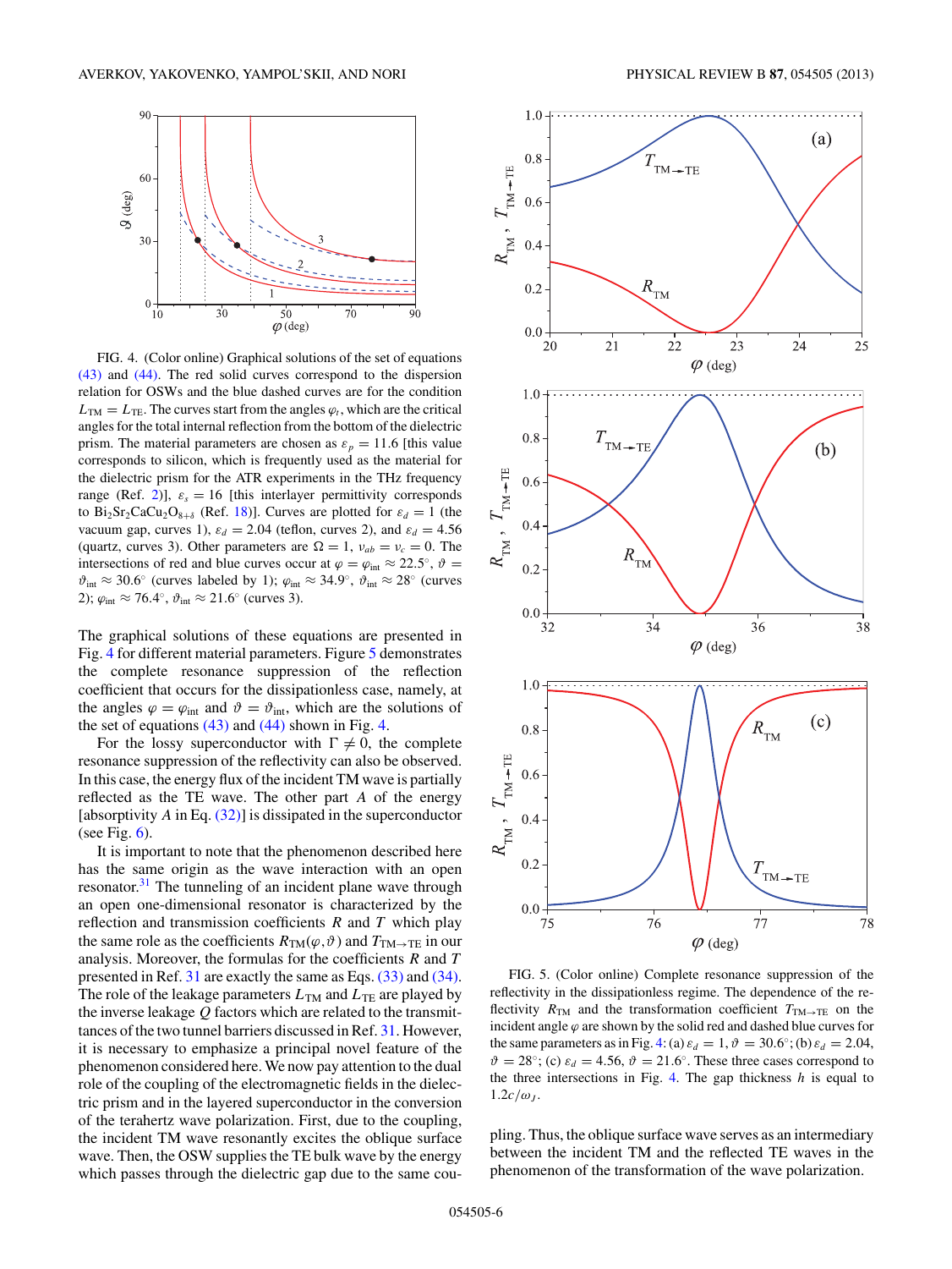FIG. 4. (Color online) Graphical solutions of the set of equations (43) and (44). The red solid curves correspond to the dispersion relation for OSWs and the blue dashed curves are for the condition $L_{\rm TM} = L_{\rm TE}$. The curves start from the angles $\varphi_t$, which are the critical angles for the total internal reflection from the bottom of the dielectric prism. The material parameters are chosen as $\varepsilon_p = 11.6$ [this value corresponds to silicon, which is frequently used as the material for the dielectric prism for the ATR experiments in the THz frequency range (Ref. 2)], $\varepsilon_s = 16$ [this interlayer permittivity corresponds to $Bi_2Sr_2CaCu_2O_{8+\delta}$ (Ref. 18)]. Curves are plotted for $\varepsilon_d = 1$ (the vacuum gap, curves 1), $\varepsilon_d = 2.04$ (teflon, curves 2), and $\varepsilon_d = 4.56$ (quartz, curves 3). Other parameters are $\Omega = 1$, $\nu_{ab} = \nu_c = 0$. The intersections of red and blue curves occur at $\varphi = \varphi_{\rm int} \approx 22.5^\circ$, $\vartheta = \vartheta_{\rm int} \approx 30.6^\circ$ (curves labeled by 1); $\varphi_{\rm int} \approx 34.9^\circ$, $\vartheta_{\rm int} \approx 28^\circ$ (curves 2); $\varphi_{\rm int} \approx 76.4^\circ$, $\vartheta_{\rm int} \approx 21.6^\circ$ (curves 3).

The graphical solutions of these equations are presented in Fig. 4 for different material parameters. Figure 5 demonstrates the complete resonance suppression of the reflection coefficient that occurs for the dissipationless case, namely, at the angles $\varphi = \varphi_{\rm int}$ and $\vartheta = \vartheta_{\rm int}$, which are the solutions of the set of equations (43) and (44) shown in Fig. 4.

For the lossy superconductor with $\Gamma \neq 0$, the complete resonance suppression of the reflectivity can also be observed. In this case, the energy flux of the incident TM wave is partially reflected as the TE wave. The other part $A$ of the energy [absorptivity $A$ in Eq. (32)] is dissipated in the superconductor (see Fig. 6).

It is important to note that the phenomenon described here has the same origin as the wave interaction with an open resonator.[31] The tunneling of an incident plane wave through an open one-dimensional resonator is characterized by the reflection and transmission coefficients $R$ and $T$ which play the same role as the coefficients $R_{\rm TM}(\varphi,\vartheta)$ and $T_{\rm TM\rightarrow TE}$ in our analysis. Moreover, the formulas for the coefficients $R$ and $T$ presented in Ref. 31 are exactly the same as Eqs. (33) and (34). The role of the leakage parameters $L_{\rm TM}$ and $L_{\rm TE}$ are played by the inverse leakage $Q$ factors which are related to the transmittances of the two tunnel barriers discussed in Ref. 31. However, it is necessary to emphasize a principal novel feature of the phenomenon considered here. We now pay attention to the dual role of the coupling of the electromagnetic fields in the dielectric prism and in the layered superconductor in the conversion of the terahertz wave polarization. First, due to the coupling, the incident TM wave resonantly excites the oblique surface wave. Then, the OSW supplies the TE bulk wave by the energy which passes through the dielectric gap due to the same coupling. Thus, the oblique surface wave serves as an intermediary between the incident TM and the reflected TE waves in the phenomenon of the transformation of the wave polarization.

FIG. 5. (Color online) Complete resonance suppression of the reflectivity in the dissipationless regime. The dependence of the reflectivity $R_{\rm TM}$ and the transformation coefficient $T_{\rm TM\rightarrow TE}$ on the incident angle $\varphi$ are shown by the solid red and dashed blue curves for the same parameters as in Fig. 4: (a) $\varepsilon_d = 1$, $\vartheta = 30.6^\circ$; (b) $\varepsilon_d = 2.04$, $\vartheta = 28^\circ$; (c) $\varepsilon_d = 4.56$, $\vartheta = 21.6^\circ$. These three cases correspond to the three intersections in Fig. 4. The gap thickness $h$ is equal to $1.2c/\omega_J$.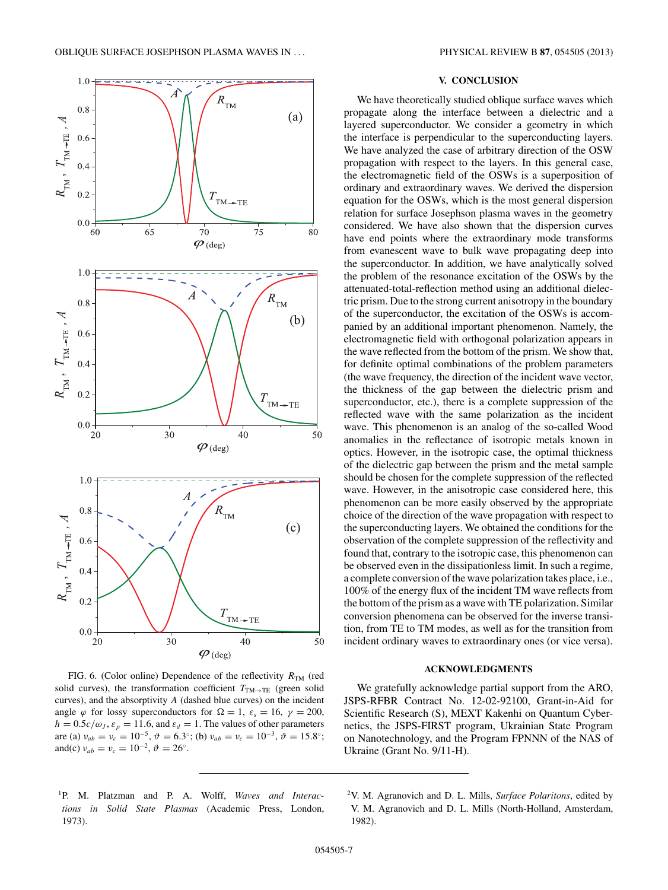FIG. 6. (Color online) Dependence of the reflectivity $R_{\rm TM}$ (red solid curves), the transformation coefficient $T_{\rm TM\to TE}$ (green solid curves), and the absorptivity $A$ (dashed blue curves) on the incident angle $\varphi$ for lossy superconductors for $\Omega = 1$, $\varepsilon_s = 16$, $\gamma = 200$, $h = 0.5c/\omega_J$, $\varepsilon_p = 11.6$, and $\varepsilon_d = 1$. The values of other parameters are (a) $\nu_{ab} = \nu_c = 10^{-5}$, $\vartheta = 6.3^\circ$; (b) $\nu_{ab} = \nu_c = 10^{-3}$, $\vartheta = 15.8^\circ$; and(c) $\nu_{ab} = \nu_c = 10^{-2}$, $\vartheta = 26^\circ$.

## V. CONCLUSION

We have theoretically studied oblique surface waves which propagate along the interface between a dielectric and a layered superconductor. We consider a geometry in which the interface is perpendicular to the superconducting layers. We have analyzed the case of arbitrary direction of the OSW propagation with respect to the layers. In this general case, the electromagnetic field of the OSWs is a superposition of ordinary and extraordinary waves. We derived the dispersion equation for the OSWs, which is the most general dispersion relation for surface Josephson plasma waves in the geometry considered. We have also shown that the dispersion curves have end points where the extraordinary mode transforms from evanescent wave to bulk wave propagating deep into the superconductor. In addition, we have analytically solved the problem of the resonance excitation of the OSWs by the attenuated-total-reflection method using an additional dielectric prism. Due to the strong current anisotropy in the boundary of the superconductor, the excitation of the OSWs is accompanied by an additional important phenomenon. Namely, the electromagnetic field with orthogonal polarization appears in the wave reflected from the bottom of the prism. We show that, for definite optimal combinations of the problem parameters (the wave frequency, the direction of the incident wave vector, the thickness of the gap between the dielectric prism and superconductor, etc.), there is a complete suppression of the reflected wave with the same polarization as the incident wave. This phenomenon is an analog of the so-called Wood anomalies in the reflectance of isotropic metals known in optics. However, in the isotropic case, the optimal thickness of the dielectric gap between the prism and the metal sample should be chosen for the complete suppression of the reflected wave. However, in the anisotropic case considered here, this phenomenon can be more easily observed by the appropriate choice of the direction of the wave propagation with respect to the superconducting layers. We obtained the conditions for the observation of the complete suppression of the reflectivity and found that, contrary to the isotropic case, this phenomenon can be observed even in the dissipationless limit. In such a regime, a complete conversion of the wave polarization takes place, i.e., 100% of the energy flux of the incident TM wave reflects from the bottom of the prism as a wave with TE polarization. Similar conversion phenomena can be observed for the inverse transition, from TE to TM modes, as well as for the transition from incident ordinary waves to extraordinary ones (or vice versa).

## ACKNOWLEDGMENTS

We gratefully acknowledge partial support from the ARO, JSPS-RFBR Contract No. 12-02-92100, Grant-in-Aid for Scientific Research (S), MEXT Kakenhi on Quantum Cybernetics, the JSPS-FIRST program, Ukrainian State Program on Nanotechnology, and the Program FPNNN of the NAS of Ukraine (Grant No. 9/11-H).

---

[1] P. M. Platzman and P. A. Wolff, *Waves and Interactions in Solid State Plasmas* (Academic Press, London, 1973).

[2] V. M. Agranovich and D. L. Mills, *Surface Polaritons*, edited by V. M. Agranovich and D. L. Mills (North-Holland, Amsterdam, 1982).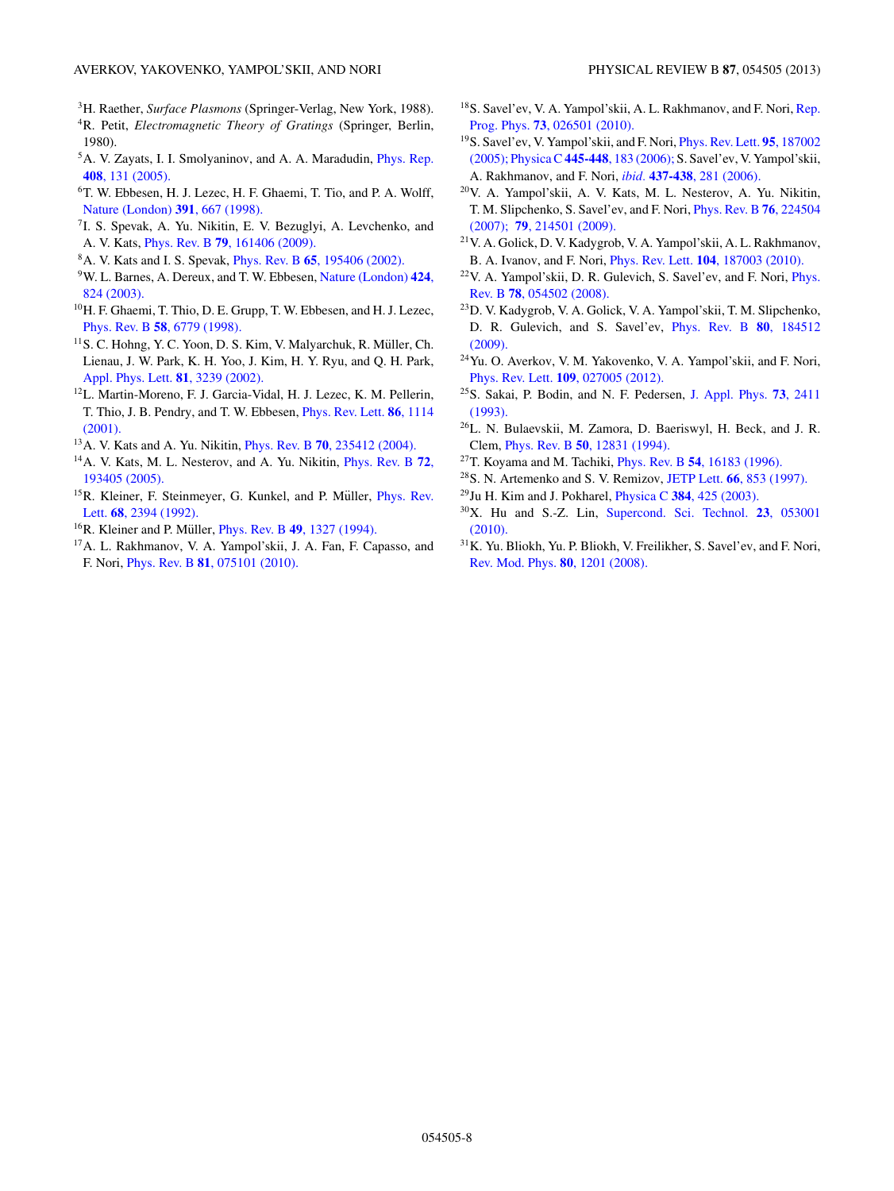[3] H. Raether, *Surface Plasmons* (Springer-Verlag, New York, 1988).

[4] R. Petit, *Electromagnetic Theory of Gratings* (Springer, Berlin, 1980).

[5] A. V. Zayats, I. I. Smolyaninov, and A. A. Maradudin, Phys. Rep. **408**, 131 (2005).

[6] T. W. Ebbesen, H. J. Lezec, H. F. Ghaemi, T. Tio, and P. A. Wolff, Nature (London) **391**, 667 (1998).

[7] I. S. Spevak, A. Yu. Nikitin, E. V. Bezuglyi, A. Levchenko, and A. V. Kats, Phys. Rev. B **79**, 161406 (2009).

[8] A. V. Kats and I. S. Spevak, Phys. Rev. B **65**, 195406 (2002).

[9] W. L. Barnes, A. Dereux, and T. W. Ebbesen, Nature (London) **424**, 824 (2003).

[10] H. F. Ghaemi, T. Thio, D. E. Grupp, T. W. Ebbesen, and H. J. Lezec, Phys. Rev. B **58**, 6779 (1998).

[11] S. C. Hohng, Y. C. Yoon, D. S. Kim, V. Malyarchuk, R. Müller, Ch. Lienau, J. W. Park, K. H. Yoo, J. Kim, H. Y. Ryu, and Q. H. Park, Appl. Phys. Lett. **81**, 3239 (2002).

[12] L. Martin-Moreno, F. J. Garcia-Vidal, H. J. Lezec, K. M. Pellerin, T. Thio, J. B. Pendry, and T. W. Ebbesen, Phys. Rev. Lett. **86**, 1114 (2001).

[13] A. V. Kats and A. Yu. Nikitin, Phys. Rev. B **70**, 235412 (2004).

[14] A. V. Kats, M. L. Nesterov, and A. Yu. Nikitin, Phys. Rev. B **72**, 193405 (2005).

[15] R. Kleiner, F. Steinmeyer, G. Kunkel, and P. Müller, Phys. Rev. Lett. **68**, 2394 (1992).

[16] R. Kleiner and P. Müller, Phys. Rev. B **49**, 1327 (1994).

[17] A. L. Rakhmanov, V. A. Yampol'skii, J. A. Fan, F. Capasso, and F. Nori, Phys. Rev. B **81**, 075101 (2010).

[18] S. Savel'ev, V. A. Yampol'skii, A. L. Rakhmanov, and F. Nori, Rep. Prog. Phys. **73**, 026501 (2010).

[19] S. Savel'ev, V. Yampol'skii, and F. Nori, Phys. Rev. Lett. **95**, 187002 (2005); Physica C **445-448**, 183 (2006); S. Savel'ev, V. Yampol'skii, A. Rakhmanov, and F. Nori, *ibid.* **437-438**, 281 (2006).

[20] V. A. Yampol'skii, A. V. Kats, M. L. Nesterov, A. Yu. Nikitin, T. M. Slipchenko, S. Savel'ev, and F. Nori, Phys. Rev. B **76**, 224504 (2007); **79**, 214501 (2009).

[21] V. A. Golick, D. V. Kadygrob, V. A. Yampol'skii, A. L. Rakhmanov, B. A. Ivanov, and F. Nori, Phys. Rev. Lett. **104**, 187003 (2010).

[22] V. A. Yampol'skii, D. R. Gulevich, S. Savel'ev, and F. Nori, Phys. Rev. B **78**, 054502 (2008).

[23] D. V. Kadygrob, V. A. Golick, V. A. Yampol'skii, T. M. Slipchenko, D. R. Gulevich, and S. Savel'ev, Phys. Rev. B **80**, 184512 (2009).

[24] Yu. O. Averkov, V. M. Yakovenko, V. A. Yampol'skii, and F. Nori, Phys. Rev. Lett. **109**, 027005 (2012).

[25] S. Sakai, P. Bodin, and N. F. Pedersen, J. Appl. Phys. **73**, 2411 (1993).

[26] L. N. Bulaevskii, M. Zamora, D. Baeriswyl, H. Beck, and J. R. Clem, Phys. Rev. B **50**, 12831 (1994).

[27] T. Koyama and M. Tachiki, Phys. Rev. B **54**, 16183 (1996).

[28] S. N. Artemenko and S. V. Remizov, JETP Lett. **66**, 853 (1997).

[29] Ju H. Kim and J. Pokharel, Physica C **384**, 425 (2003).

[30] X. Hu and S.-Z. Lin, Supercond. Sci. Technol. **23**, 053001 (2010).

[31] K. Yu. Bliokh, Yu. P. Bliokh, V. Freilikher, S. Savel'ev, and F. Nori, Rev. Mod. Phys. **80**, 1201 (2008).